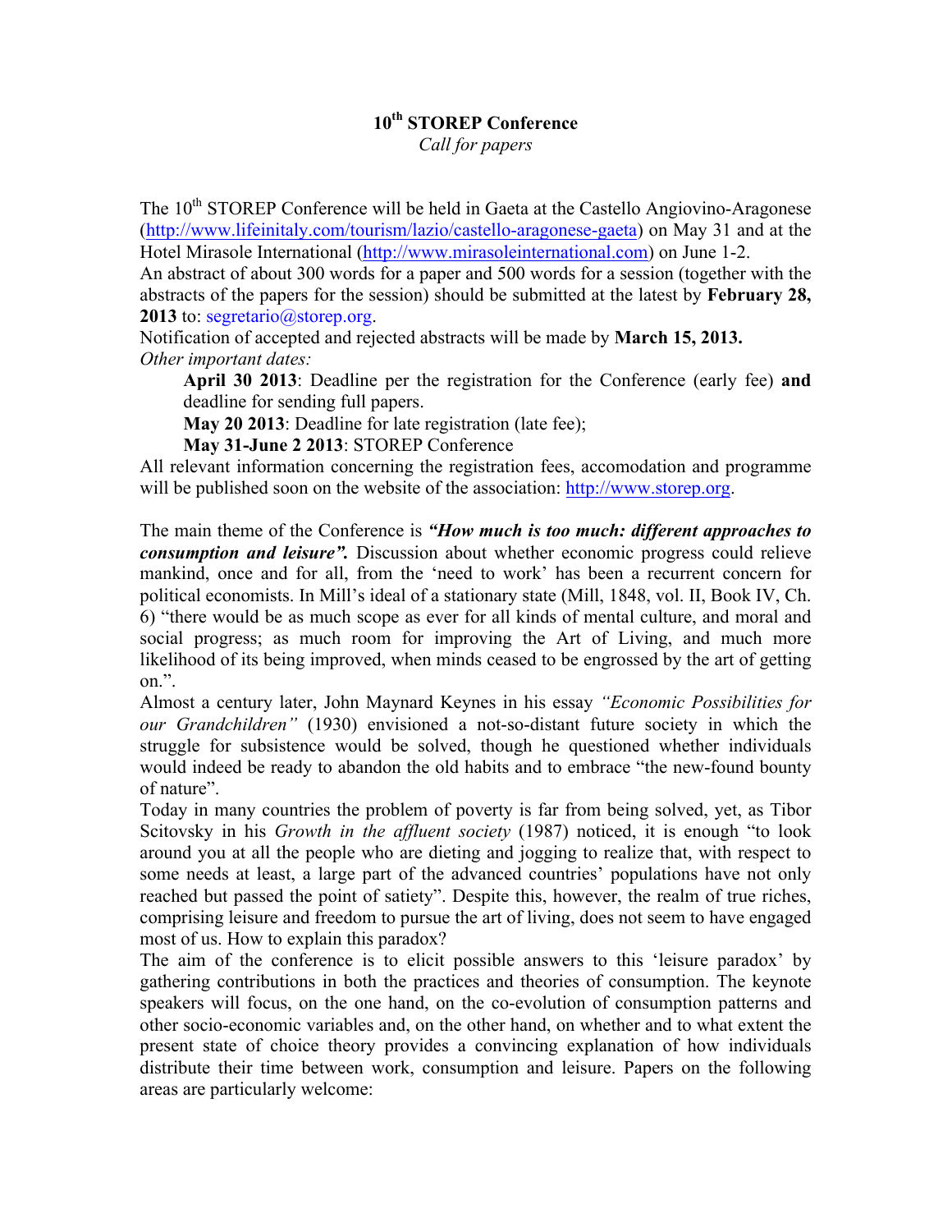# 10th STOREP Conference

*Call for papers*

The 10th STOREP Conference will be held in Gaeta at the Castello Angiovino-Aragonese (http://www.lifeinitaly.com/tourism/lazio/castello-aragonese-gaeta) on May 31 and at the Hotel Mirasole International (http://www.mirasoleinternational.com) on June 1-2.
An abstract of about 300 words for a paper and 500 words for a session (together with the abstracts of the papers for the session) should be submitted at the latest by **February 28, 2013** to: segretario@storep.org.
Notification of accepted and rejected abstracts will be made by **March 15, 2013.**
*Other important dates:*

> **April 30 2013**: Deadline per the registration for the Conference (early fee) **and** deadline for sending full papers.
> **May 20 2013**: Deadline for late registration (late fee);
> **May 31-June 2 2013**: STOREP Conference

All relevant information concerning the registration fees, accomodation and programme will be published soon on the website of the association: http://www.storep.org.

The main theme of the Conference is ***"How much is too much: different approaches to consumption and leisure".*** Discussion about whether economic progress could relieve mankind, once and for all, from the 'need to work' has been a recurrent concern for political economists. In Mill's ideal of a stationary state (Mill, 1848, vol. II, Book IV, Ch. 6) "there would be as much scope as ever for all kinds of mental culture, and moral and social progress; as much room for improving the Art of Living, and much more likelihood of its being improved, when minds ceased to be engrossed by the art of getting on.".
Almost a century later, John Maynard Keynes in his essay *"Economic Possibilities for our Grandchildren"* (1930) envisioned a not-so-distant future society in which the struggle for subsistence would be solved, though he questioned whether individuals would indeed be ready to abandon the old habits and to embrace "the new-found bounty of nature".
Today in many countries the problem of poverty is far from being solved, yet, as Tibor Scitovsky in his *Growth in the affluent society* (1987) noticed, it is enough "to look around you at all the people who are dieting and jogging to realize that, with respect to some needs at least, a large part of the advanced countries' populations have not only reached but passed the point of satiety". Despite this, however, the realm of true riches, comprising leisure and freedom to pursue the art of living, does not seem to have engaged most of us. How to explain this paradox?
The aim of the conference is to elicit possible answers to this 'leisure paradox' by gathering contributions in both the practices and theories of consumption. The keynote speakers will focus, on the one hand, on the co-evolution of consumption patterns and other socio-economic variables and, on the other hand, on whether and to what extent the present state of choice theory provides a convincing explanation of how individuals distribute their time between work, consumption and leisure. Papers on the following areas are particularly welcome: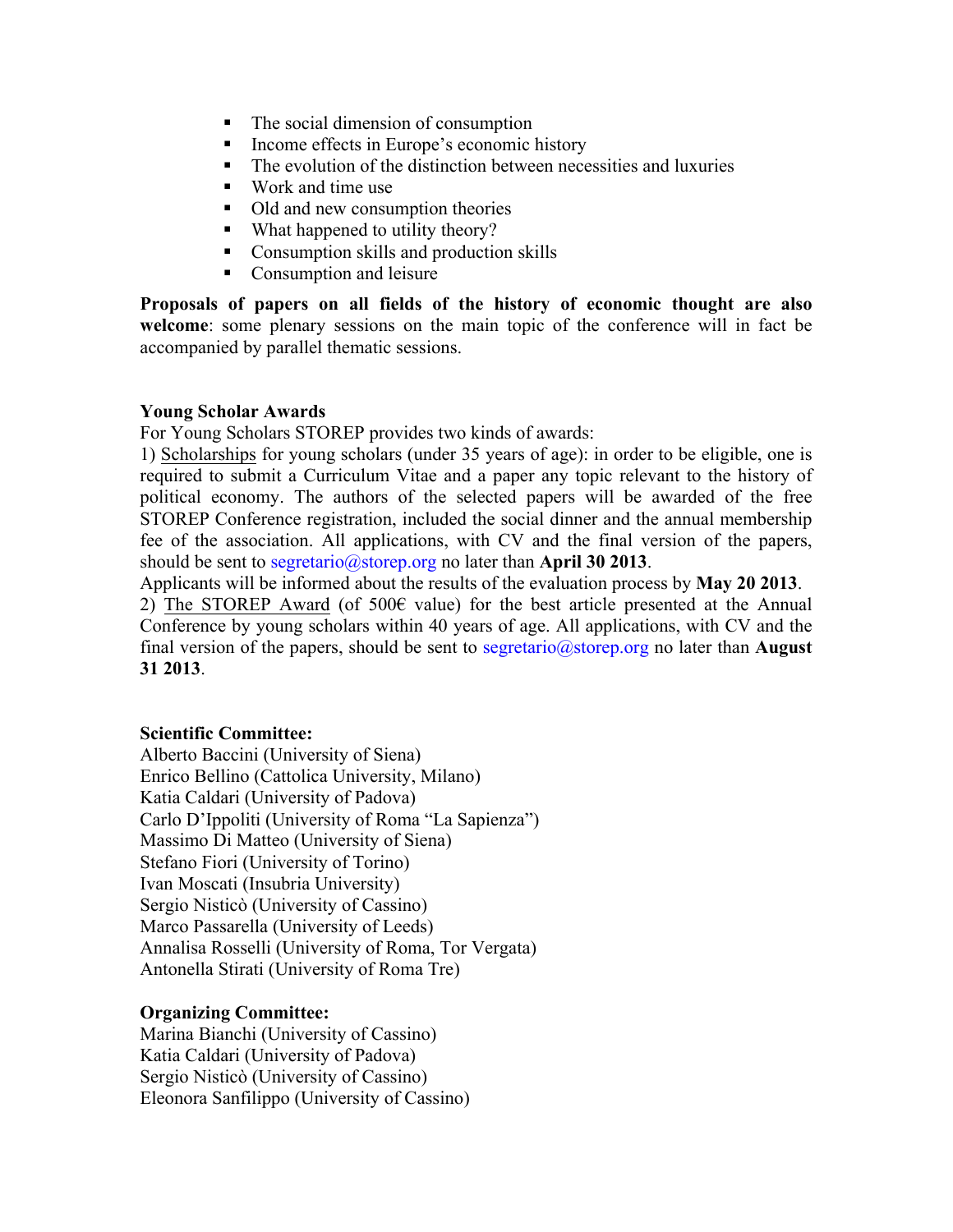- The social dimension of consumption
- Income effects in Europe's economic history
- The evolution of the distinction between necessities and luxuries
- Work and time use
- Old and new consumption theories
- What happened to utility theory?
- Consumption skills and production skills
- Consumption and leisure

**Proposals of papers on all fields of the history of economic thought are also welcome**: some plenary sessions on the main topic of the conference will in fact be accompanied by parallel thematic sessions.

**Young Scholar Awards**

For Young Scholars STOREP provides two kinds of awards:

1) Scholarships for young scholars (under 35 years of age): in order to be eligible, one is required to submit a Curriculum Vitae and a paper any topic relevant to the history of political economy. The authors of the selected papers will be awarded of the free STOREP Conference registration, included the social dinner and the annual membership fee of the association. All applications, with CV and the final version of the papers, should be sent to segretario@storep.org no later than **April 30 2013**.

Applicants will be informed about the results of the evaluation process by **May 20 2013**.

2) The STOREP Award (of 500€ value) for the best article presented at the Annual Conference by young scholars within 40 years of age. All applications, with CV and the final version of the papers, should be sent to segretario@storep.org no later than **August 31 2013**.

**Scientific Committee:**

Alberto Baccini (University of Siena)
Enrico Bellino (Cattolica University, Milano)
Katia Caldari (University of Padova)
Carlo D'Ippoliti (University of Roma "La Sapienza")
Massimo Di Matteo (University of Siena)
Stefano Fiori (University of Torino)
Ivan Moscati (Insubria University)
Sergio Nisticò (University of Cassino)
Marco Passarella (University of Leeds)
Annalisa Rosselli (University of Roma, Tor Vergata)
Antonella Stirati (University of Roma Tre)

**Organizing Committee:**

Marina Bianchi (University of Cassino)
Katia Caldari (University of Padova)
Sergio Nisticò (University of Cassino)
Eleonora Sanfilippo (University of Cassino)